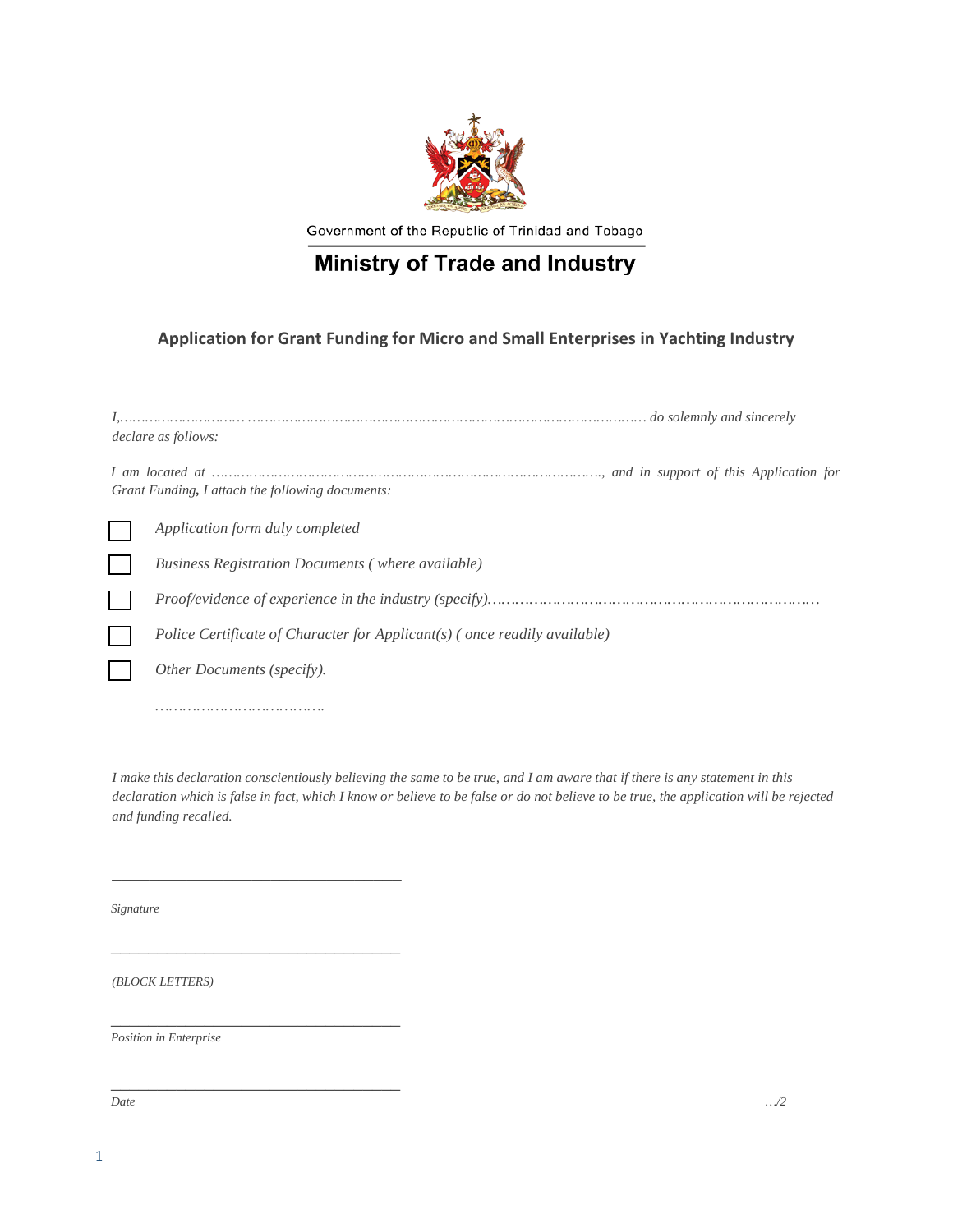Government of the Republic of Trinidad and Tobago

# Ministry of Trade and Industry

## Application for Grant Funding for Micro and Small Enterprises in Yachting Industry

*I,…………………………………………………………………………………………………………. do solemnly and sincerely declare as follows:*

*I am located at ………………………………………………………………………………, and in support of this Application for Grant Funding, I attach the following documents:*

- ☐ *Application form duly completed*
- ☐ *Business Registration Documents ( where available)*
- ☐ *Proof/evidence of experience in the industry (specify)………………………………………………………………*
- ☐ *Police Certificate of Character for Applicant(s) ( once readily available)*
- ☐ *Other Documents (specify).*

  ……………………………….

*I make this declaration conscientiously believing the same to be true, and I am aware that if there is any statement in this declaration which is false in fact, which I know or believe to be false or do not believe to be true, the application will be rejected and funding recalled.*

\_\_\_\_\_\_\_\_\_\_\_\_\_\_\_\_\_\_\_\_\_\_\_\_\_\_\_\_\_\_\_\_\_\_\_\_\_\_\_\_

*Signature*

\_\_\_\_\_\_\_\_\_\_\_\_\_\_\_\_\_\_\_\_\_\_\_\_\_\_\_\_\_\_\_\_\_\_\_\_\_\_\_\_

*(BLOCK LETTERS)*

\_\_\_\_\_\_\_\_\_\_\_\_\_\_\_\_\_\_\_\_\_\_\_\_\_\_\_\_\_\_\_\_\_\_\_\_\_\_\_\_

*Position in Enterprise*

\_\_\_\_\_\_\_\_\_\_\_\_\_\_\_\_\_\_\_\_\_\_\_\_\_\_\_\_\_\_\_\_\_\_\_\_\_\_\_\_

*Date*

*…/2*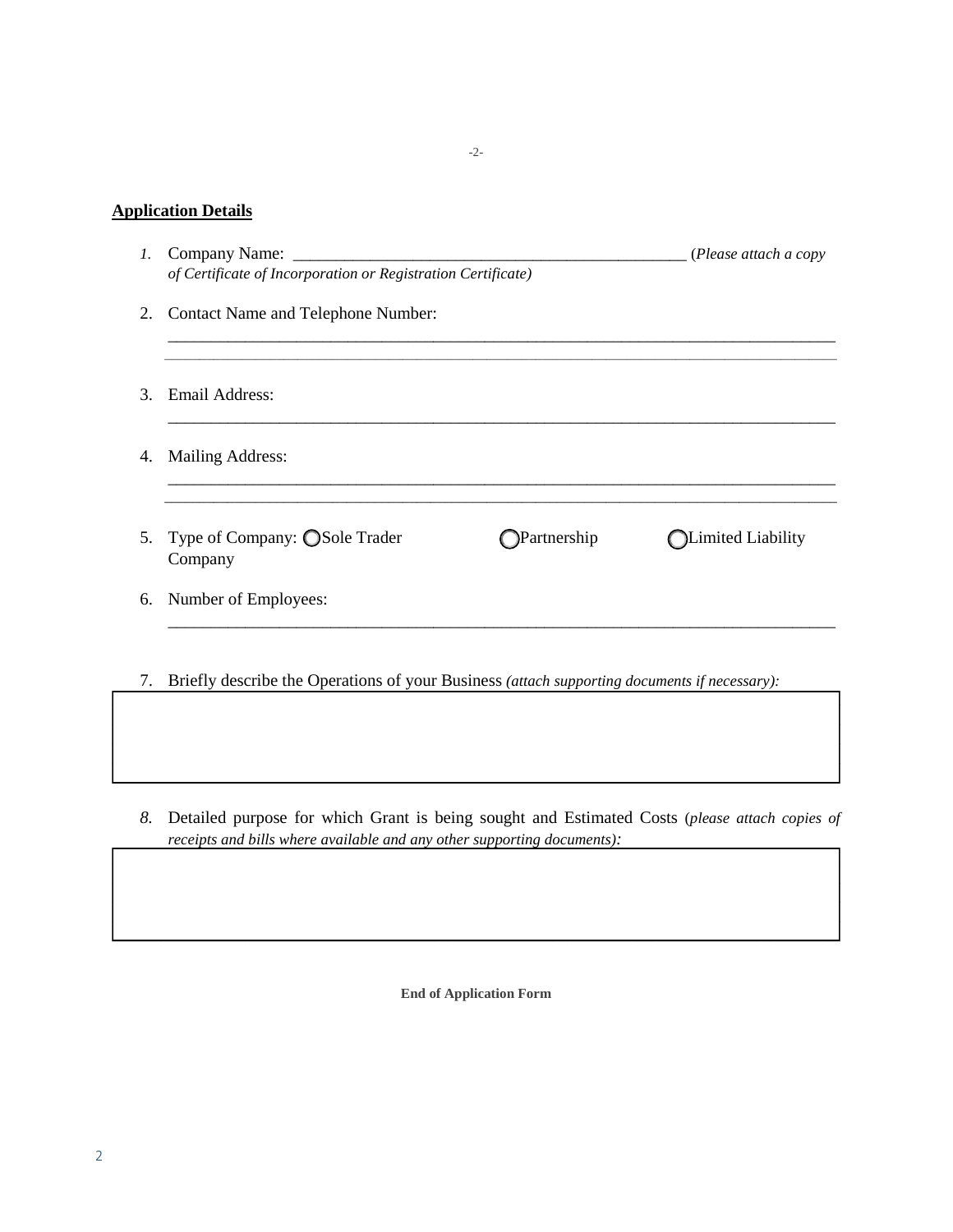**Application Details**

1. Company Name: ________________________________________________ (*Please attach a copy of Certificate of Incorporation or Registration Certificate)*

2. Contact Name and Telephone Number:

   ________________________________________________________________________________

   ________________________________________________________________________________

3. Email Address:

   ________________________________________________________________________________

4. Mailing Address:

   ________________________________________________________________________________

   ________________________________________________________________________________

5. Type of Company: ◯Sole Trader ◯Partnership ◯Limited Liability Company

6. Number of Employees:

   ________________________________________________________________________________

7. Briefly describe the Operations of your Business *(attach supporting documents if necessary):*

| |
|---|
| |

8. Detailed purpose for which Grant is being sought and Estimated Costs (*please attach copies of receipts and bills where available and any other supporting documents):*

| |
|---|
| |

**End of Application Form**